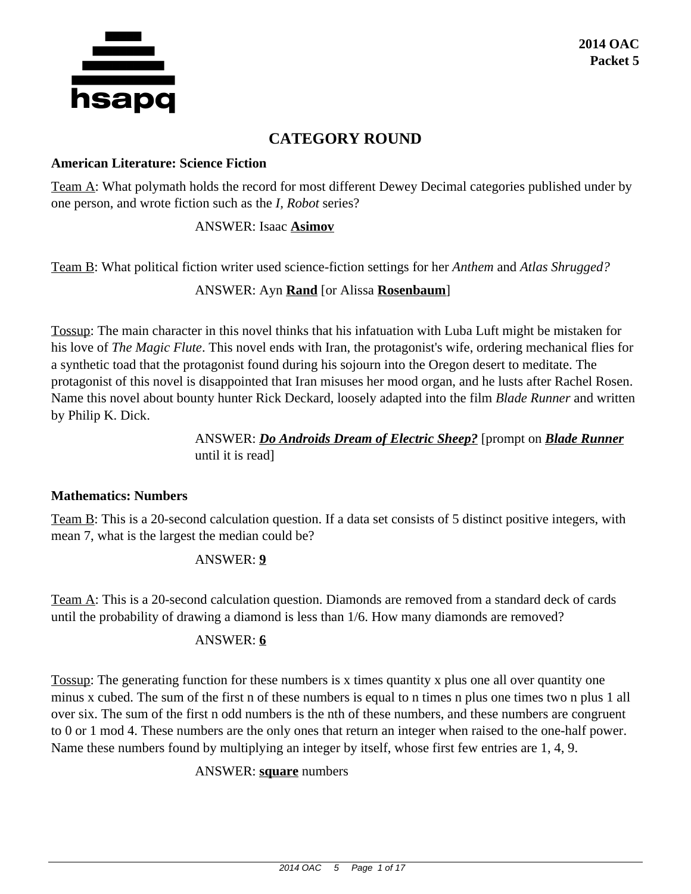# CATEGORY ROUND

**American Literature: Science Fiction**

Team A: What polymath holds the record for most different Dewey Decimal categories published under by one person, and wrote fiction such as the *I, Robot* series?

ANSWER: Isaac **Asimov**

Team B: What political fiction writer used science-fiction settings for her *Anthem* and *Atlas Shrugged?*

ANSWER: Ayn **Rand** [or Alissa **Rosenbaum**]

Tossup: The main character in this novel thinks that his infatuation with Luba Luft might be mistaken for his love of *The Magic Flute*. This novel ends with Iran, the protagonist's wife, ordering mechanical flies for a synthetic toad that the protagonist found during his sojourn into the Oregon desert to meditate. The protagonist of this novel is disappointed that Iran misuses her mood organ, and he lusts after Rachel Rosen. Name this novel about bounty hunter Rick Deckard, loosely adapted into the film *Blade Runner* and written by Philip K. Dick.

ANSWER: ***Do Androids Dream of Electric Sheep?*** [prompt on ***Blade Runner*** until it is read]

**Mathematics: Numbers**

Team B: This is a 20-second calculation question. If a data set consists of 5 distinct positive integers, with mean 7, what is the largest the median could be?

ANSWER: **9**

Team A: This is a 20-second calculation question. Diamonds are removed from a standard deck of cards until the probability of drawing a diamond is less than 1/6. How many diamonds are removed?

ANSWER: **6**

Tossup: The generating function for these numbers is x times quantity x plus one all over quantity one minus x cubed. The sum of the first n of these numbers is equal to n times n plus one times two n plus 1 all over six. The sum of the first n odd numbers is the nth of these numbers, and these numbers are congruent to 0 or 1 mod 4. These numbers are the only ones that return an integer when raised to the one-half power. Name these numbers found by multiplying an integer by itself, whose first few entries are 1, 4, 9.

ANSWER: **square** numbers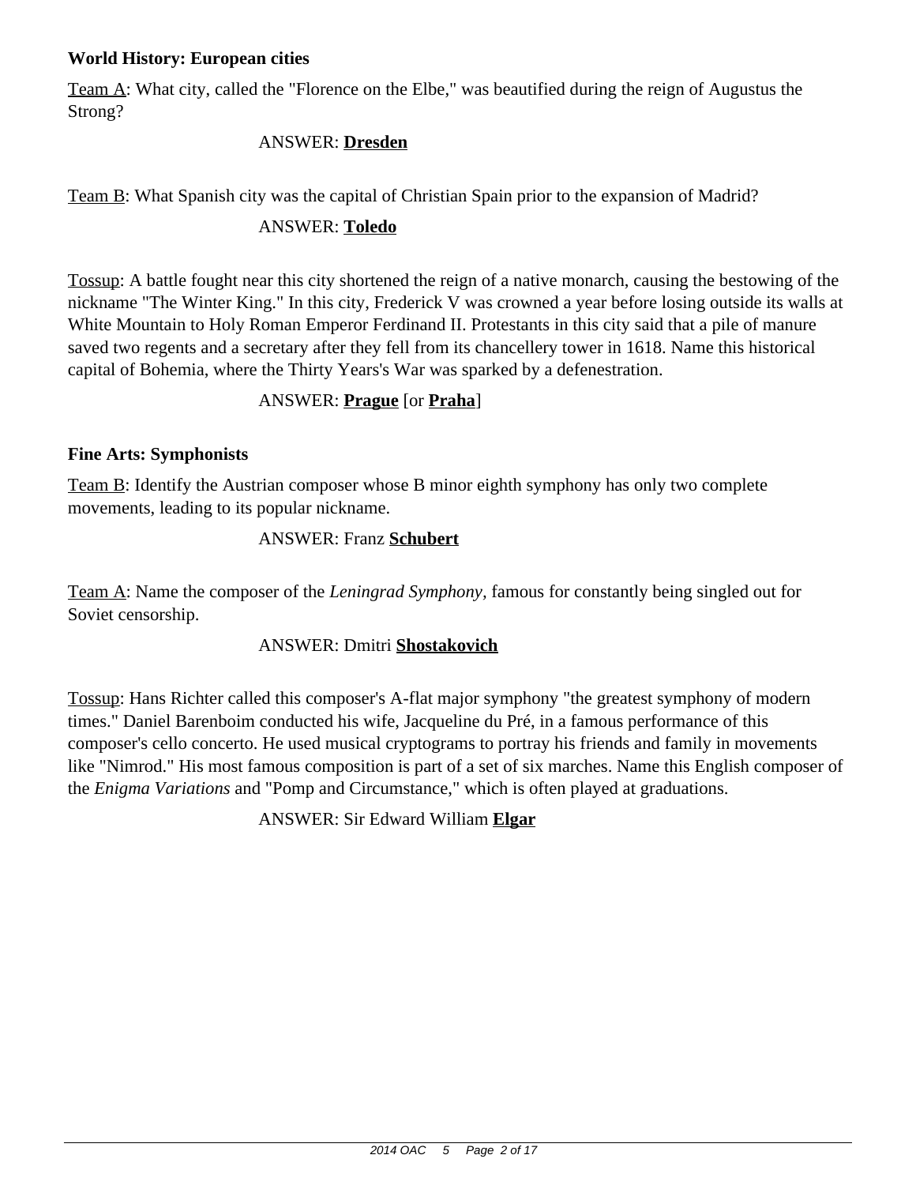**World History: European cities**

Team A: What city, called the "Florence on the Elbe," was beautified during the reign of Augustus the Strong?

ANSWER: **Dresden**

Team B: What Spanish city was the capital of Christian Spain prior to the expansion of Madrid?

ANSWER: **Toledo**

Tossup: A battle fought near this city shortened the reign of a native monarch, causing the bestowing of the nickname "The Winter King." In this city, Frederick V was crowned a year before losing outside its walls at White Mountain to Holy Roman Emperor Ferdinand II. Protestants in this city said that a pile of manure saved two regents and a secretary after they fell from its chancellery tower in 1618. Name this historical capital of Bohemia, where the Thirty Years's War was sparked by a defenestration.

ANSWER: **Prague** [or **Praha**]

**Fine Arts: Symphonists**

Team B: Identify the Austrian composer whose B minor eighth symphony has only two complete movements, leading to its popular nickname.

ANSWER: Franz **Schubert**

Team A: Name the composer of the *Leningrad Symphony*, famous for constantly being singled out for Soviet censorship.

ANSWER: Dmitri **Shostakovich**

Tossup: Hans Richter called this composer's A-flat major symphony "the greatest symphony of modern times." Daniel Barenboim conducted his wife, Jacqueline du Pré, in a famous performance of this composer's cello concerto. He used musical cryptograms to portray his friends and family in movements like "Nimrod." His most famous composition is part of a set of six marches. Name this English composer of the *Enigma Variations* and "Pomp and Circumstance," which is often played at graduations.

ANSWER: Sir Edward William **Elgar**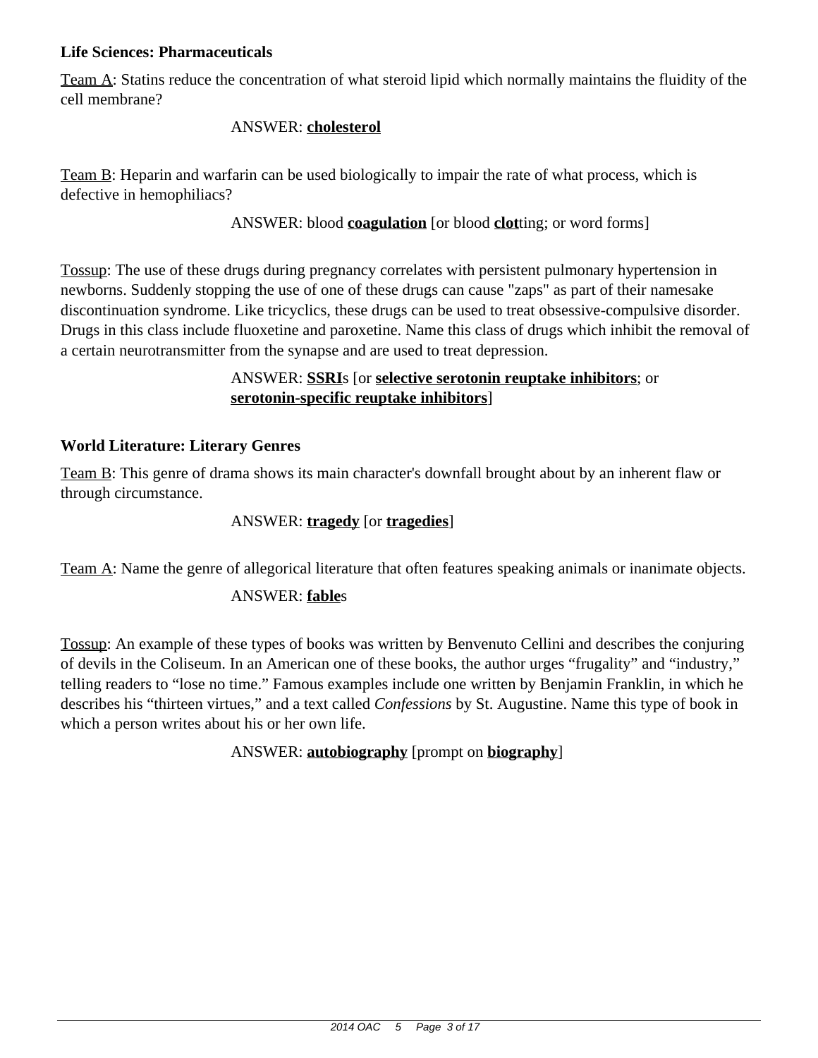**Life Sciences: Pharmaceuticals**

Team A: Statins reduce the concentration of what steroid lipid which normally maintains the fluidity of the cell membrane?

ANSWER: **cholesterol**

Team B: Heparin and warfarin can be used biologically to impair the rate of what process, which is defective in hemophiliacs?

ANSWER: blood **coagulation** [or blood **clot**ting; or word forms]

Tossup: The use of these drugs during pregnancy correlates with persistent pulmonary hypertension in newborns. Suddenly stopping the use of one of these drugs can cause "zaps" as part of their namesake discontinuation syndrome. Like tricyclics, these drugs can be used to treat obsessive-compulsive disorder. Drugs in this class include fluoxetine and paroxetine. Name this class of drugs which inhibit the removal of a certain neurotransmitter from the synapse and are used to treat depression.

ANSWER: **SSRI**s [or **selective serotonin reuptake inhibitors**; or **serotonin-specific reuptake inhibitors**]

**World Literature: Literary Genres**

Team B: This genre of drama shows its main character's downfall brought about by an inherent flaw or through circumstance.

ANSWER: **tragedy** [or **tragedies**]

Team A: Name the genre of allegorical literature that often features speaking animals or inanimate objects.

ANSWER: **fable**s

Tossup: An example of these types of books was written by Benvenuto Cellini and describes the conjuring of devils in the Coliseum. In an American one of these books, the author urges "frugality" and "industry," telling readers to "lose no time." Famous examples include one written by Benjamin Franklin, in which he describes his "thirteen virtues," and a text called *Confessions* by St. Augustine. Name this type of book in which a person writes about his or her own life.

ANSWER: **autobiography** [prompt on **biography**]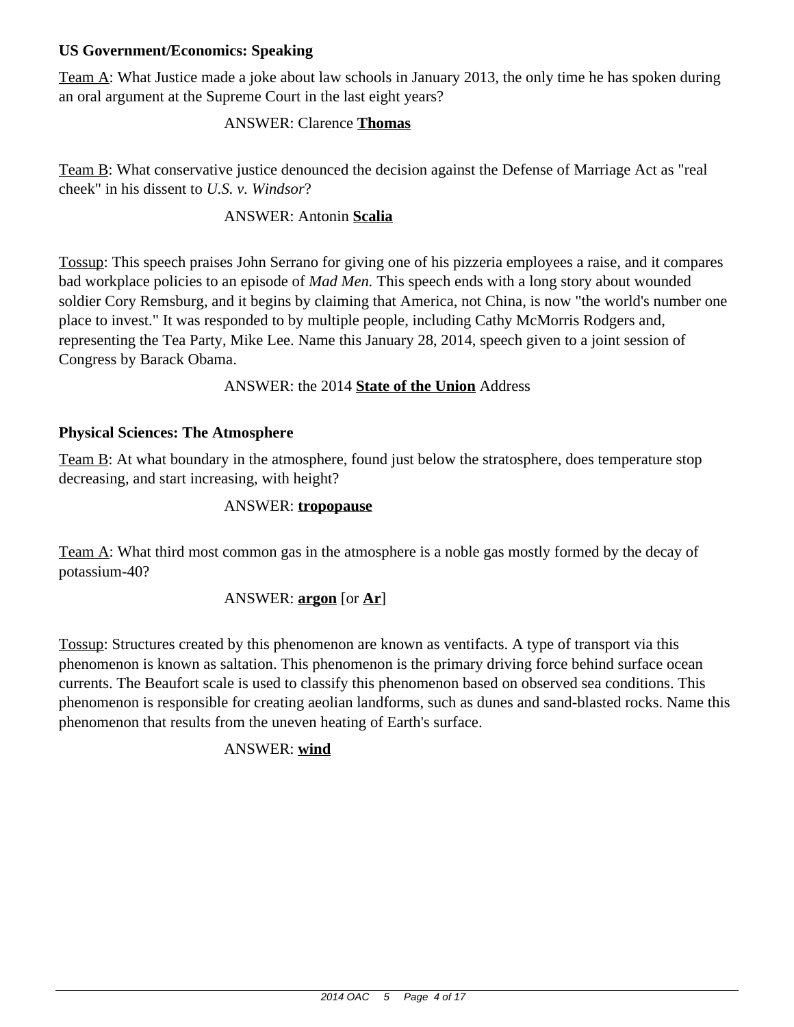**US Government/Economics: Speaking**

Team A: What Justice made a joke about law schools in January 2013, the only time he has spoken during an oral argument at the Supreme Court in the last eight years?

ANSWER: Clarence **Thomas**

Team B: What conservative justice denounced the decision against the Defense of Marriage Act as "real cheek" in his dissent to *U.S. v. Windsor*?

ANSWER: Antonin **Scalia**

Tossup: This speech praises John Serrano for giving one of his pizzeria employees a raise, and it compares bad workplace policies to an episode of *Mad Men*. This speech ends with a long story about wounded soldier Cory Remsburg, and it begins by claiming that America, not China, is now "the world's number one place to invest." It was responded to by multiple people, including Cathy McMorris Rodgers and, representing the Tea Party, Mike Lee. Name this January 28, 2014, speech given to a joint session of Congress by Barack Obama.

ANSWER: the 2014 **State of the Union** Address

**Physical Sciences: The Atmosphere**

Team B: At what boundary in the atmosphere, found just below the stratosphere, does temperature stop decreasing, and start increasing, with height?

ANSWER: **tropopause**

Team A: What third most common gas in the atmosphere is a noble gas mostly formed by the decay of potassium-40?

ANSWER: **argon** [or **Ar**]

Tossup: Structures created by this phenomenon are known as ventifacts. A type of transport via this phenomenon is known as saltation. This phenomenon is the primary driving force behind surface ocean currents. The Beaufort scale is used to classify this phenomenon based on observed sea conditions. This phenomenon is responsible for creating aeolian landforms, such as dunes and sand-blasted rocks. Name this phenomenon that results from the uneven heating of Earth's surface.

ANSWER: **wind**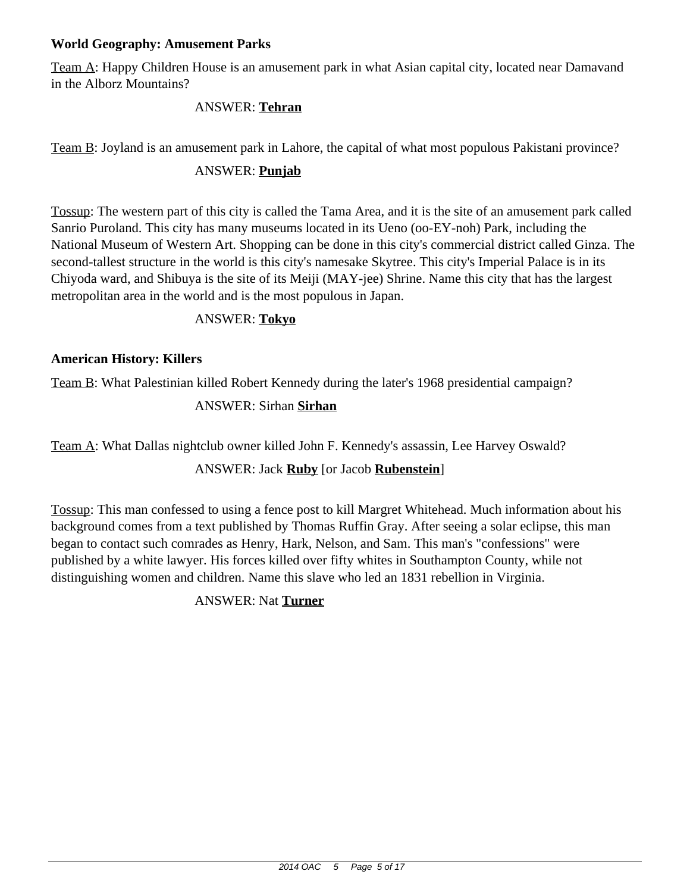**World Geography: Amusement Parks**

Team A: Happy Children House is an amusement park in what Asian capital city, located near Damavand in the Alborz Mountains?

ANSWER: **Tehran**

Team B: Joyland is an amusement park in Lahore, the capital of what most populous Pakistani province?

ANSWER: **Punjab**

Tossup: The western part of this city is called the Tama Area, and it is the site of an amusement park called Sanrio Puroland. This city has many museums located in its Ueno (oo-EY-noh) Park, including the National Museum of Western Art. Shopping can be done in this city's commercial district called Ginza. The second-tallest structure in the world is this city's namesake Skytree. This city's Imperial Palace is in its Chiyoda ward, and Shibuya is the site of its Meiji (MAY-jee) Shrine. Name this city that has the largest metropolitan area in the world and is the most populous in Japan.

ANSWER: **Tokyo**

**American History: Killers**

Team B: What Palestinian killed Robert Kennedy during the later's 1968 presidential campaign?

ANSWER: Sirhan **Sirhan**

Team A: What Dallas nightclub owner killed John F. Kennedy's assassin, Lee Harvey Oswald?

ANSWER: Jack **Ruby** [or Jacob **Rubenstein**]

Tossup: This man confessed to using a fence post to kill Margret Whitehead. Much information about his background comes from a text published by Thomas Ruffin Gray. After seeing a solar eclipse, this man began to contact such comrades as Henry, Hark, Nelson, and Sam. This man's "confessions" were published by a white lawyer. His forces killed over fifty whites in Southampton County, while not distinguishing women and children. Name this slave who led an 1831 rebellion in Virginia.

ANSWER: Nat **Turner**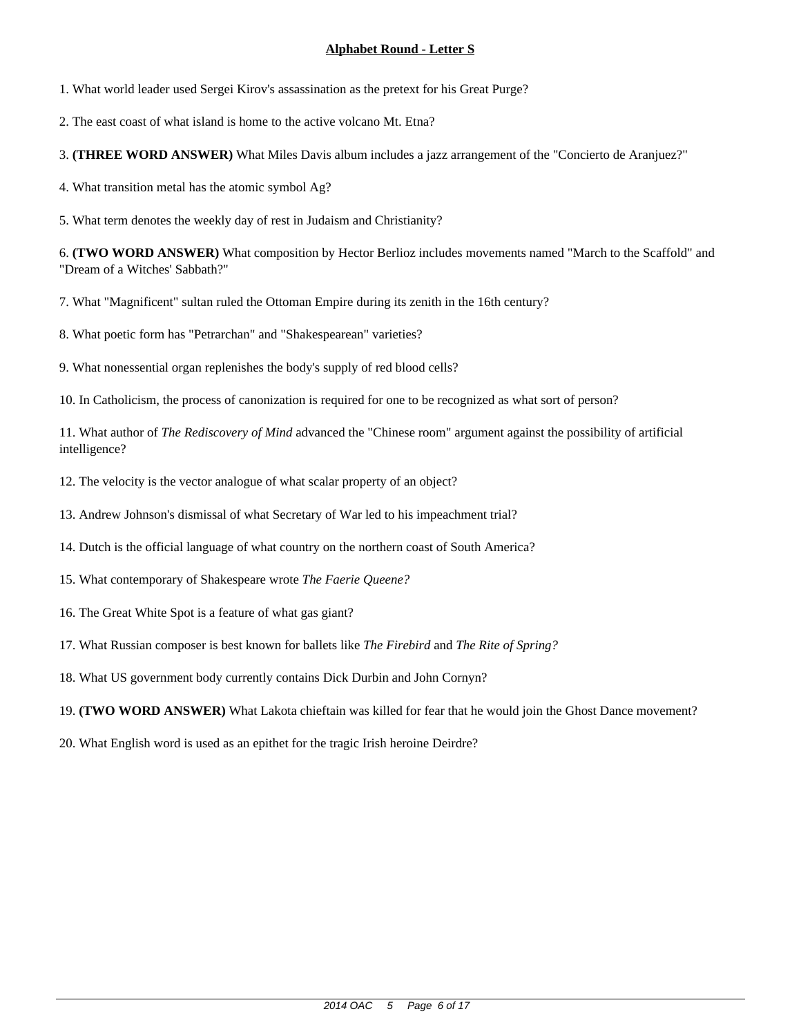## Alphabet Round - Letter S

1. What world leader used Sergei Kirov's assassination as the pretext for his Great Purge?

2. The east coast of what island is home to the active volcano Mt. Etna?

3. **(THREE WORD ANSWER)** What Miles Davis album includes a jazz arrangement of the "Concierto de Aranjuez?"

4. What transition metal has the atomic symbol Ag?

5. What term denotes the weekly day of rest in Judaism and Christianity?

6. **(TWO WORD ANSWER)** What composition by Hector Berlioz includes movements named "March to the Scaffold" and "Dream of a Witches' Sabbath?"

7. What "Magnificent" sultan ruled the Ottoman Empire during its zenith in the 16th century?

8. What poetic form has "Petrarchan" and "Shakespearean" varieties?

9. What nonessential organ replenishes the body's supply of red blood cells?

10. In Catholicism, the process of canonization is required for one to be recognized as what sort of person?

11. What author of *The Rediscovery of Mind* advanced the "Chinese room" argument against the possibility of artificial intelligence?

12. The velocity is the vector analogue of what scalar property of an object?

13. Andrew Johnson's dismissal of what Secretary of War led to his impeachment trial?

14. Dutch is the official language of what country on the northern coast of South America?

15. What contemporary of Shakespeare wrote *The Faerie Queene?*

16. The Great White Spot is a feature of what gas giant?

17. What Russian composer is best known for ballets like *The Firebird* and *The Rite of Spring?*

18. What US government body currently contains Dick Durbin and John Cornyn?

19. **(TWO WORD ANSWER)** What Lakota chieftain was killed for fear that he would join the Ghost Dance movement?

20. What English word is used as an epithet for the tragic Irish heroine Deirdre?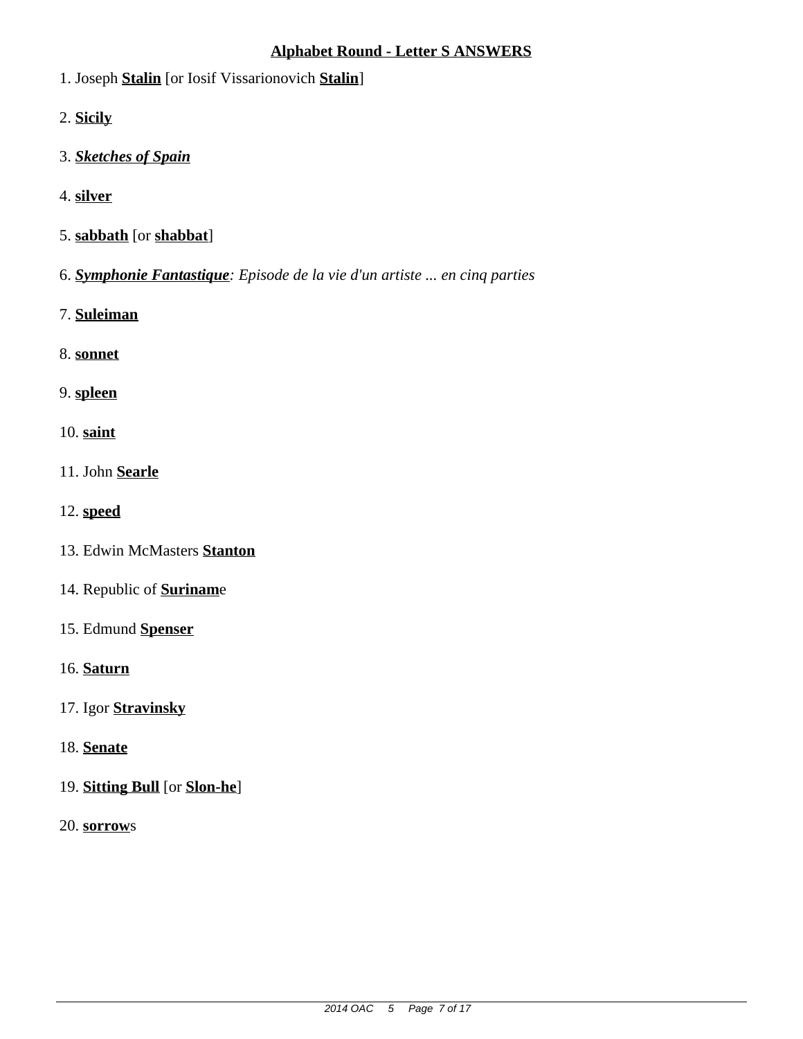## Alphabet Round - Letter S ANSWERS

1. Joseph **Stalin** [or Iosif Vissarionovich **Stalin**]

2. **Sicily**

3. ***Sketches of Spain***

4. **silver**

5. **sabbath** [or **shabbat**]

6. ***Symphonie Fantastique****: Episode de la vie d'un artiste ... en cinq parties*

7. **Suleiman**

8. **sonnet**

9. **spleen**

10. **saint**

11. John **Searle**

12. **speed**

13. Edwin McMasters **Stanton**

14. Republic of **Surinam**e

15. Edmund **Spenser**

16. **Saturn**

17. Igor **Stravinsky**

18. **Senate**

19. **Sitting Bull** [or **Slon-he**]

20. **sorrow**s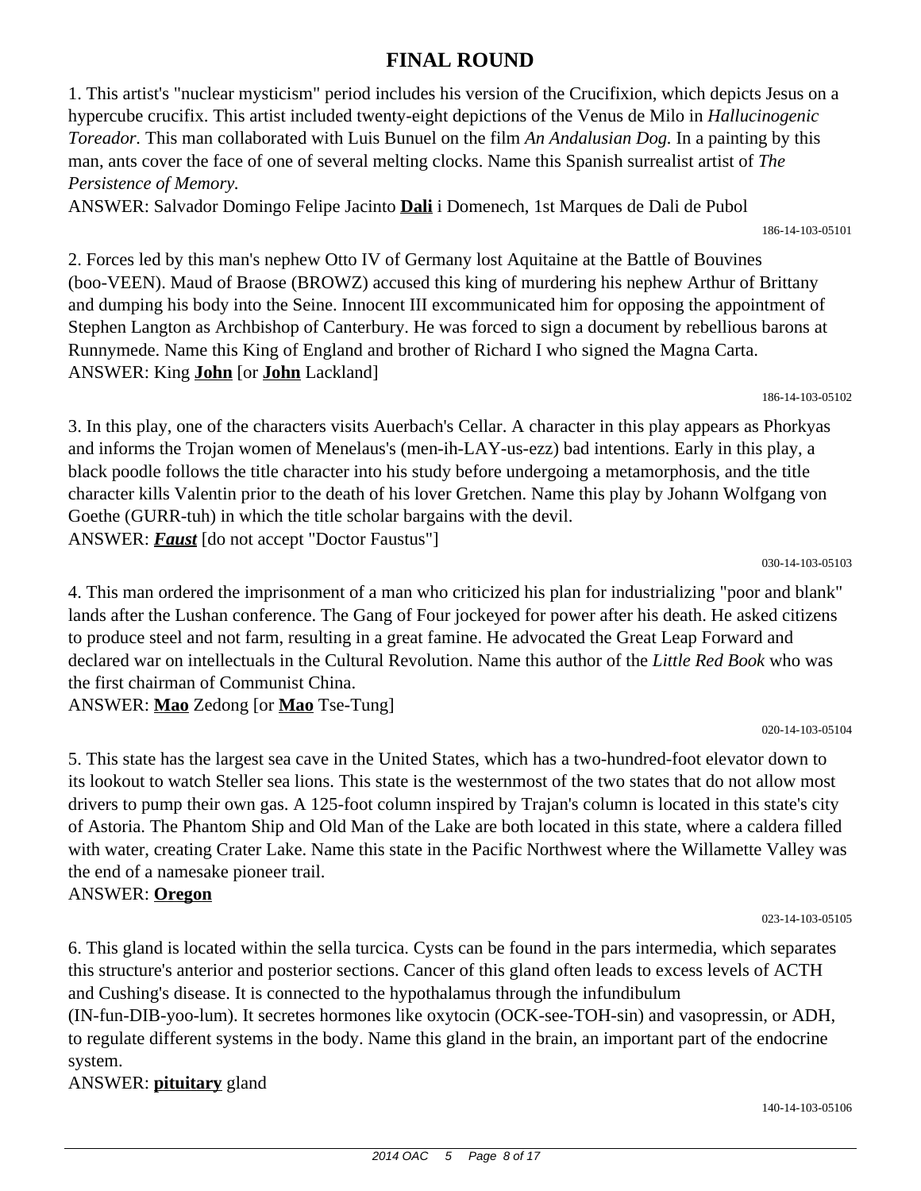# FINAL ROUND

1. This artist's "nuclear mysticism" period includes his version of the Crucifixion, which depicts Jesus on a hypercube crucifix. This artist included twenty-eight depictions of the Venus de Milo in *Hallucinogenic Toreador.* This man collaborated with Luis Bunuel on the film *An Andalusian Dog.* In a painting by this man, ants cover the face of one of several melting clocks. Name this Spanish surrealist artist of *The Persistence of Memory.*

ANSWER: Salvador Domingo Felipe Jacinto **Dali** i Domenech, 1st Marques de Dali de Pubol

186-14-103-05101

2. Forces led by this man's nephew Otto IV of Germany lost Aquitaine at the Battle of Bouvines (boo-VEEN). Maud of Braose (BROWZ) accused this king of murdering his nephew Arthur of Brittany and dumping his body into the Seine. Innocent III excommunicated him for opposing the appointment of Stephen Langton as Archbishop of Canterbury. He was forced to sign a document by rebellious barons at Runnymede. Name this King of England and brother of Richard I who signed the Magna Carta.

ANSWER: King **John** [or **John** Lackland]

186-14-103-05102

3. In this play, one of the characters visits Auerbach's Cellar. A character in this play appears as Phorkyas and informs the Trojan women of Menelaus's (men-ih-LAY-us-ezz) bad intentions. Early in this play, a black poodle follows the title character into his study before undergoing a metamorphosis, and the title character kills Valentin prior to the death of his lover Gretchen. Name this play by Johann Wolfgang von Goethe (GURR-tuh) in which the title scholar bargains with the devil.

ANSWER: ***Faust*** [do not accept "Doctor Faustus"]

030-14-103-05103

4. This man ordered the imprisonment of a man who criticized his plan for industrializing "poor and blank" lands after the Lushan conference. The Gang of Four jockeyed for power after his death. He asked citizens to produce steel and not farm, resulting in a great famine. He advocated the Great Leap Forward and declared war on intellectuals in the Cultural Revolution. Name this author of the *Little Red Book* who was the first chairman of Communist China.

ANSWER: **Mao** Zedong [or **Mao** Tse-Tung]

020-14-103-05104

5. This state has the largest sea cave in the United States, which has a two-hundred-foot elevator down to its lookout to watch Steller sea lions. This state is the westernmost of the two states that do not allow most drivers to pump their own gas. A 125-foot column inspired by Trajan's column is located in this state's city of Astoria. The Phantom Ship and Old Man of the Lake are both located in this state, where a caldera filled with water, creating Crater Lake. Name this state in the Pacific Northwest where the Willamette Valley was the end of a namesake pioneer trail.

ANSWER: **Oregon**

023-14-103-05105

6. This gland is located within the sella turcica. Cysts can be found in the pars intermedia, which separates this structure's anterior and posterior sections. Cancer of this gland often leads to excess levels of ACTH and Cushing's disease. It is connected to the hypothalamus through the infundibulum (IN-fun-DIB-yoo-lum). It secretes hormones like oxytocin (OCK-see-TOH-sin) and vasopressin, or ADH, to regulate different systems in the body. Name this gland in the brain, an important part of the endocrine system.

ANSWER: **pituitary** gland

140-14-103-05106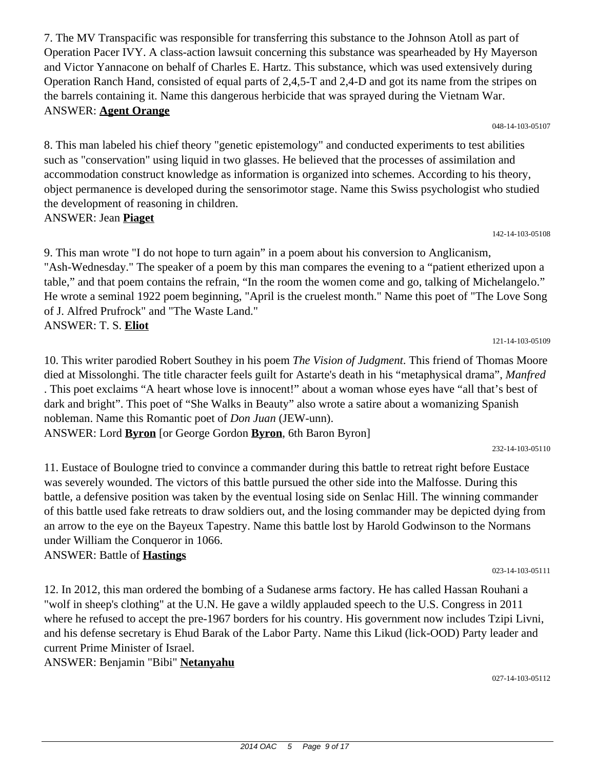7. The MV Transpacific was responsible for transferring this substance to the Johnson Atoll as part of Operation Pacer IVY. A class-action lawsuit concerning this substance was spearheaded by Hy Mayerson and Victor Yannacone on behalf of Charles E. Hartz. This substance, which was used extensively during Operation Ranch Hand, consisted of equal parts of 2,4,5-T and 2,4-D and got its name from the stripes on the barrels containing it. Name this dangerous herbicide that was sprayed during the Vietnam War.
ANSWER: **Agent Orange**

048-14-103-05107

8. This man labeled his chief theory "genetic epistemology" and conducted experiments to test abilities such as "conservation" using liquid in two glasses. He believed that the processes of assimilation and accommodation construct knowledge as information is organized into schemes. According to his theory, object permanence is developed during the sensorimotor stage. Name this Swiss psychologist who studied the development of reasoning in children.
ANSWER: Jean **Piaget**

142-14-103-05108

9. This man wrote "I do not hope to turn again" in a poem about his conversion to Anglicanism, "Ash-Wednesday." The speaker of a poem by this man compares the evening to a "patient etherized upon a table," and that poem contains the refrain, "In the room the women come and go, talking of Michelangelo." He wrote a seminal 1922 poem beginning, "April is the cruelest month." Name this poet of "The Love Song of J. Alfred Prufrock" and "The Waste Land."
ANSWER: T. S. **Eliot**

121-14-103-05109

10. This writer parodied Robert Southey in his poem *The Vision of Judgment*. This friend of Thomas Moore died at Missolonghi. The title character feels guilt for Astarte's death in his "metaphysical drama", *Manfred*. This poet exclaims "A heart whose love is innocent!" about a woman whose eyes have "all that's best of dark and bright". This poet of "She Walks in Beauty" also wrote a satire about a womanizing Spanish nobleman. Name this Romantic poet of *Don Juan* (JEW-unn).
ANSWER: Lord **Byron** [or George Gordon **Byron**, 6th Baron Byron]

232-14-103-05110

11. Eustace of Boulogne tried to convince a commander during this battle to retreat right before Eustace was severely wounded. The victors of this battle pursued the other side into the Malfosse. During this battle, a defensive position was taken by the eventual losing side on Senlac Hill. The winning commander of this battle used fake retreats to draw soldiers out, and the losing commander may be depicted dying from an arrow to the eye on the Bayeux Tapestry. Name this battle lost by Harold Godwinson to the Normans under William the Conqueror in 1066.
ANSWER: Battle of **Hastings**

023-14-103-05111

12. In 2012, this man ordered the bombing of a Sudanese arms factory. He has called Hassan Rouhani a "wolf in sheep's clothing" at the U.N. He gave a wildly applauded speech to the U.S. Congress in 2011 where he refused to accept the pre-1967 borders for his country. His government now includes Tzipi Livni, and his defense secretary is Ehud Barak of the Labor Party. Name this Likud (lick-OOD) Party leader and current Prime Minister of Israel.
ANSWER: Benjamin "Bibi" **Netanyahu**

027-14-103-05112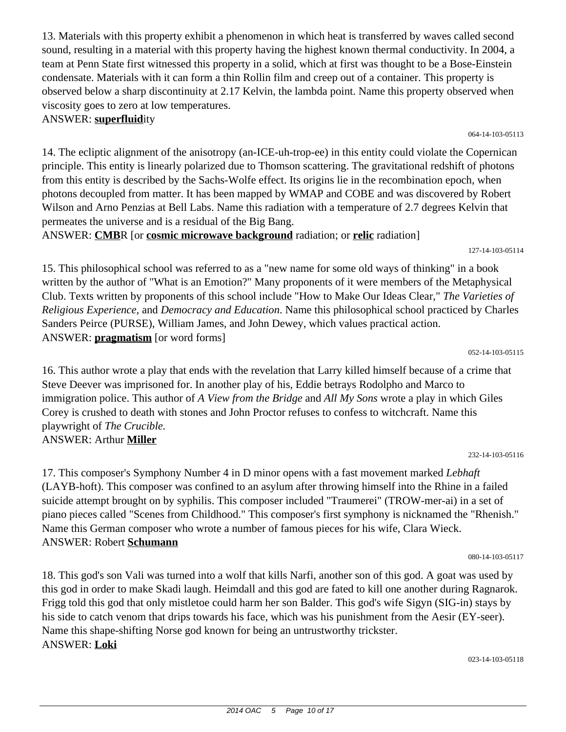13. Materials with this property exhibit a phenomenon in which heat is transferred by waves called second sound, resulting in a material with this property having the highest known thermal conductivity. In 2004, a team at Penn State first witnessed this property in a solid, which at first was thought to be a Bose-Einstein condensate. Materials with it can form a thin Rollin film and creep out of a container. This property is observed below a sharp discontinuity at 2.17 Kelvin, the lambda point. Name this property observed when viscosity goes to zero at low temperatures.
ANSWER: **superfluid**ity

064-14-103-05113

14. The ecliptic alignment of the anisotropy (an-ICE-uh-trop-ee) in this entity could violate the Copernican principle. This entity is linearly polarized due to Thomson scattering. The gravitational redshift of photons from this entity is described by the Sachs-Wolfe effect. Its origins lie in the recombination epoch, when photons decoupled from matter. It has been mapped by WMAP and COBE and was discovered by Robert Wilson and Arno Penzias at Bell Labs. Name this radiation with a temperature of 2.7 degrees Kelvin that permeates the universe and is a residual of the Big Bang.
ANSWER: **CMB**R [or **cosmic microwave background** radiation; or **relic** radiation]

127-14-103-05114

15. This philosophical school was referred to as a "new name for some old ways of thinking" in a book written by the author of "What is an Emotion?" Many proponents of it were members of the Metaphysical Club. Texts written by proponents of this school include "How to Make Our Ideas Clear," *The Varieties of Religious Experience*, and *Democracy and Education*. Name this philosophical school practiced by Charles Sanders Peirce (PURSE), William James, and John Dewey, which values practical action.
ANSWER: **pragmatism** [or word forms]

052-14-103-05115

16. This author wrote a play that ends with the revelation that Larry killed himself because of a crime that Steve Deever was imprisoned for. In another play of his, Eddie betrays Rodolpho and Marco to immigration police. This author of *A View from the Bridge* and *All My Sons* wrote a play in which Giles Corey is crushed to death with stones and John Proctor refuses to confess to witchcraft. Name this playwright of *The Crucible.*
ANSWER: Arthur **Miller**

232-14-103-05116

17. This composer's Symphony Number 4 in D minor opens with a fast movement marked *Lebhaft* (LAYB-hoft). This composer was confined to an asylum after throwing himself into the Rhine in a failed suicide attempt brought on by syphilis. This composer included "Traumerei" (TROW-mer-ai) in a set of piano pieces called "Scenes from Childhood." This composer's first symphony is nicknamed the "Rhenish." Name this German composer who wrote a number of famous pieces for his wife, Clara Wieck.
ANSWER: Robert **Schumann**

080-14-103-05117

18. This god's son Vali was turned into a wolf that kills Narfi, another son of this god. A goat was used by this god in order to make Skadi laugh. Heimdall and this god are fated to kill one another during Ragnarok. Frigg told this god that only mistletoe could harm her son Balder. This god's wife Sigyn (SIG-in) stays by his side to catch venom that drips towards his face, which was his punishment from the Aesir (EY-seer). Name this shape-shifting Norse god known for being an untrustworthy trickster.
ANSWER: **Loki**

023-14-103-05118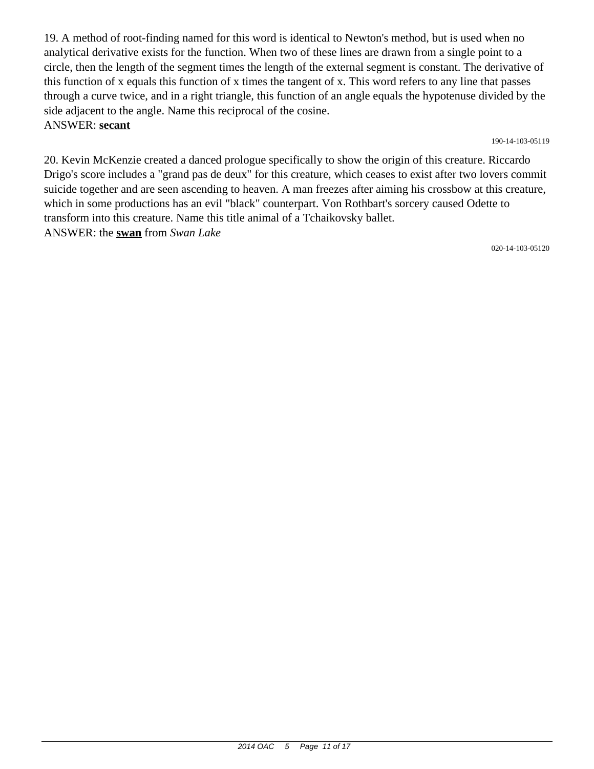19. A method of root-finding named for this word is identical to Newton's method, but is used when no analytical derivative exists for the function. When two of these lines are drawn from a single point to a circle, then the length of the segment times the length of the external segment is constant. The derivative of this function of x equals this function of x times the tangent of x. This word refers to any line that passes through a curve twice, and in a right triangle, this function of an angle equals the hypotenuse divided by the side adjacent to the angle. Name this reciprocal of the cosine.

ANSWER: **secant**

190-14-103-05119

20. Kevin McKenzie created a danced prologue specifically to show the origin of this creature. Riccardo Drigo's score includes a "grand pas de deux" for this creature, which ceases to exist after two lovers commit suicide together and are seen ascending to heaven. A man freezes after aiming his crossbow at this creature, which in some productions has an evil "black" counterpart. Von Rothbart's sorcery caused Odette to transform into this creature. Name this title animal of a Tchaikovsky ballet.

ANSWER: the **swan** from *Swan Lake*

020-14-103-05120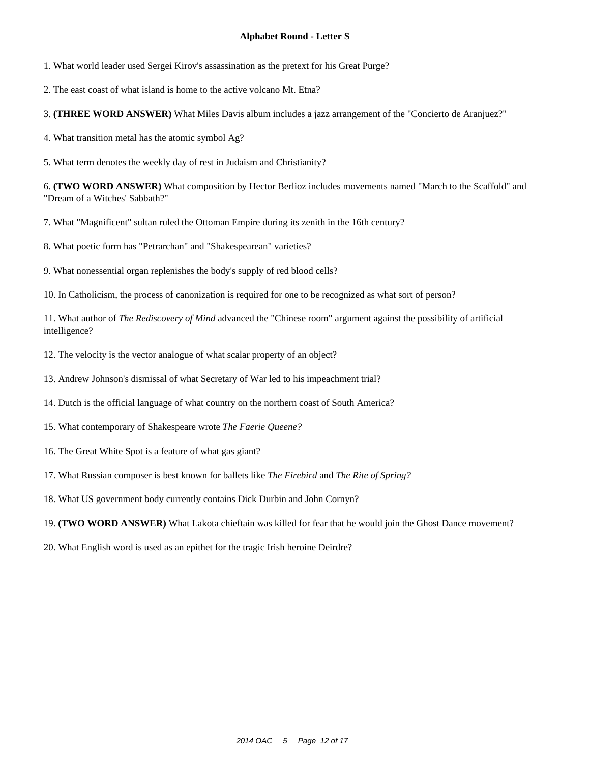## Alphabet Round - Letter S

1. What world leader used Sergei Kirov's assassination as the pretext for his Great Purge?

2. The east coast of what island is home to the active volcano Mt. Etna?

3. **(THREE WORD ANSWER)** What Miles Davis album includes a jazz arrangement of the "Concierto de Aranjuez?"

4. What transition metal has the atomic symbol Ag?

5. What term denotes the weekly day of rest in Judaism and Christianity?

6. **(TWO WORD ANSWER)** What composition by Hector Berlioz includes movements named "March to the Scaffold" and "Dream of a Witches' Sabbath?"

7. What "Magnificent" sultan ruled the Ottoman Empire during its zenith in the 16th century?

8. What poetic form has "Petrarchan" and "Shakespearean" varieties?

9. What nonessential organ replenishes the body's supply of red blood cells?

10. In Catholicism, the process of canonization is required for one to be recognized as what sort of person?

11. What author of *The Rediscovery of Mind* advanced the "Chinese room" argument against the possibility of artificial intelligence?

12. The velocity is the vector analogue of what scalar property of an object?

13. Andrew Johnson's dismissal of what Secretary of War led to his impeachment trial?

14. Dutch is the official language of what country on the northern coast of South America?

15. What contemporary of Shakespeare wrote *The Faerie Queene?*

16. The Great White Spot is a feature of what gas giant?

17. What Russian composer is best known for ballets like *The Firebird* and *The Rite of Spring?*

18. What US government body currently contains Dick Durbin and John Cornyn?

19. **(TWO WORD ANSWER)** What Lakota chieftain was killed for fear that he would join the Ghost Dance movement?

20. What English word is used as an epithet for the tragic Irish heroine Deirdre?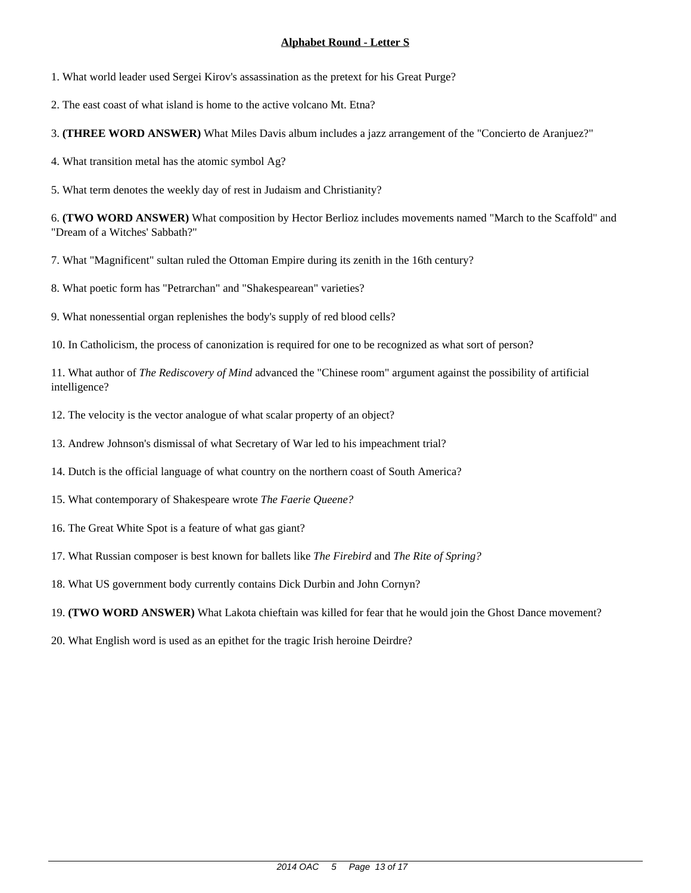**Alphabet Round - Letter S**

1. What world leader used Sergei Kirov's assassination as the pretext for his Great Purge?

2. The east coast of what island is home to the active volcano Mt. Etna?

3. **(THREE WORD ANSWER)** What Miles Davis album includes a jazz arrangement of the "Concierto de Aranjuez?"

4. What transition metal has the atomic symbol Ag?

5. What term denotes the weekly day of rest in Judaism and Christianity?

6. **(TWO WORD ANSWER)** What composition by Hector Berlioz includes movements named "March to the Scaffold" and "Dream of a Witches' Sabbath?"

7. What "Magnificent" sultan ruled the Ottoman Empire during its zenith in the 16th century?

8. What poetic form has "Petrarchan" and "Shakespearean" varieties?

9. What nonessential organ replenishes the body's supply of red blood cells?

10. In Catholicism, the process of canonization is required for one to be recognized as what sort of person?

11. What author of *The Rediscovery of Mind* advanced the "Chinese room" argument against the possibility of artificial intelligence?

12. The velocity is the vector analogue of what scalar property of an object?

13. Andrew Johnson's dismissal of what Secretary of War led to his impeachment trial?

14. Dutch is the official language of what country on the northern coast of South America?

15. What contemporary of Shakespeare wrote *The Faerie Queene?*

16. The Great White Spot is a feature of what gas giant?

17. What Russian composer is best known for ballets like *The Firebird* and *The Rite of Spring?*

18. What US government body currently contains Dick Durbin and John Cornyn?

19. **(TWO WORD ANSWER)** What Lakota chieftain was killed for fear that he would join the Ghost Dance movement?

20. What English word is used as an epithet for the tragic Irish heroine Deirdre?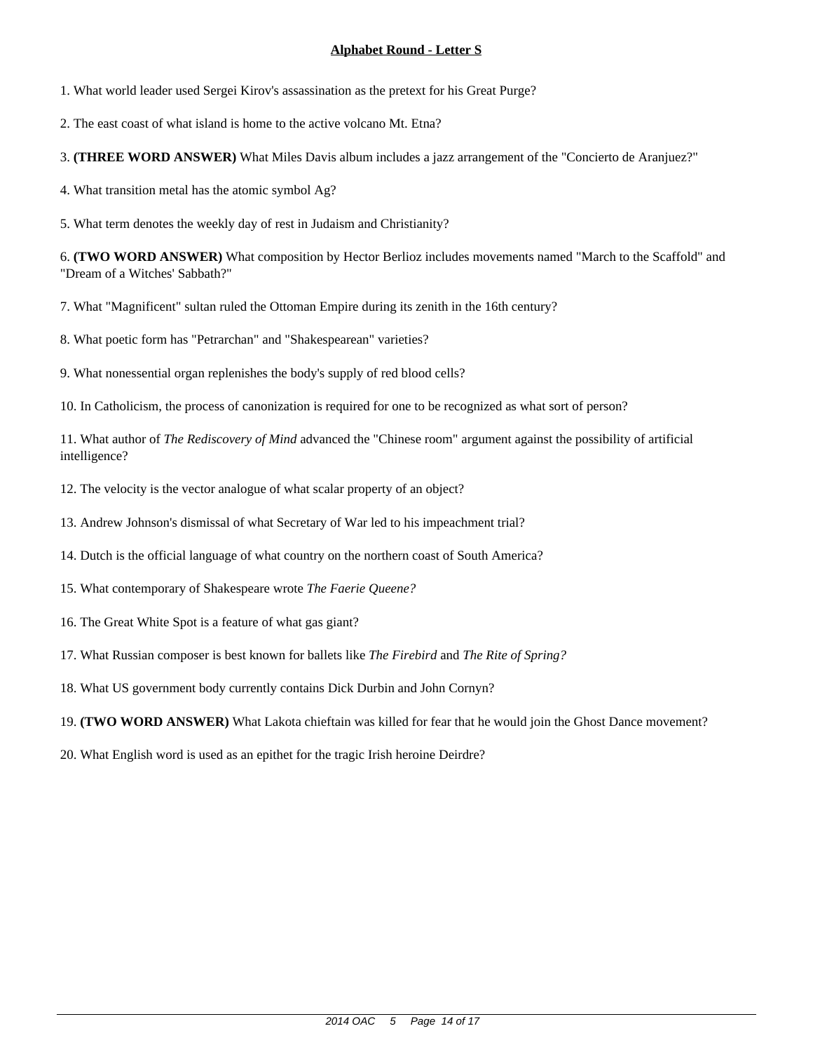**Alphabet Round - Letter S**

1. What world leader used Sergei Kirov's assassination as the pretext for his Great Purge?

2. The east coast of what island is home to the active volcano Mt. Etna?

3. **(THREE WORD ANSWER)** What Miles Davis album includes a jazz arrangement of the "Concierto de Aranjuez?"

4. What transition metal has the atomic symbol Ag?

5. What term denotes the weekly day of rest in Judaism and Christianity?

6. **(TWO WORD ANSWER)** What composition by Hector Berlioz includes movements named "March to the Scaffold" and "Dream of a Witches' Sabbath?"

7. What "Magnificent" sultan ruled the Ottoman Empire during its zenith in the 16th century?

8. What poetic form has "Petrarchan" and "Shakespearean" varieties?

9. What nonessential organ replenishes the body's supply of red blood cells?

10. In Catholicism, the process of canonization is required for one to be recognized as what sort of person?

11. What author of *The Rediscovery of Mind* advanced the "Chinese room" argument against the possibility of artificial intelligence?

12. The velocity is the vector analogue of what scalar property of an object?

13. Andrew Johnson's dismissal of what Secretary of War led to his impeachment trial?

14. Dutch is the official language of what country on the northern coast of South America?

15. What contemporary of Shakespeare wrote *The Faerie Queene?*

16. The Great White Spot is a feature of what gas giant?

17. What Russian composer is best known for ballets like *The Firebird* and *The Rite of Spring?*

18. What US government body currently contains Dick Durbin and John Cornyn?

19. **(TWO WORD ANSWER)** What Lakota chieftain was killed for fear that he would join the Ghost Dance movement?

20. What English word is used as an epithet for the tragic Irish heroine Deirdre?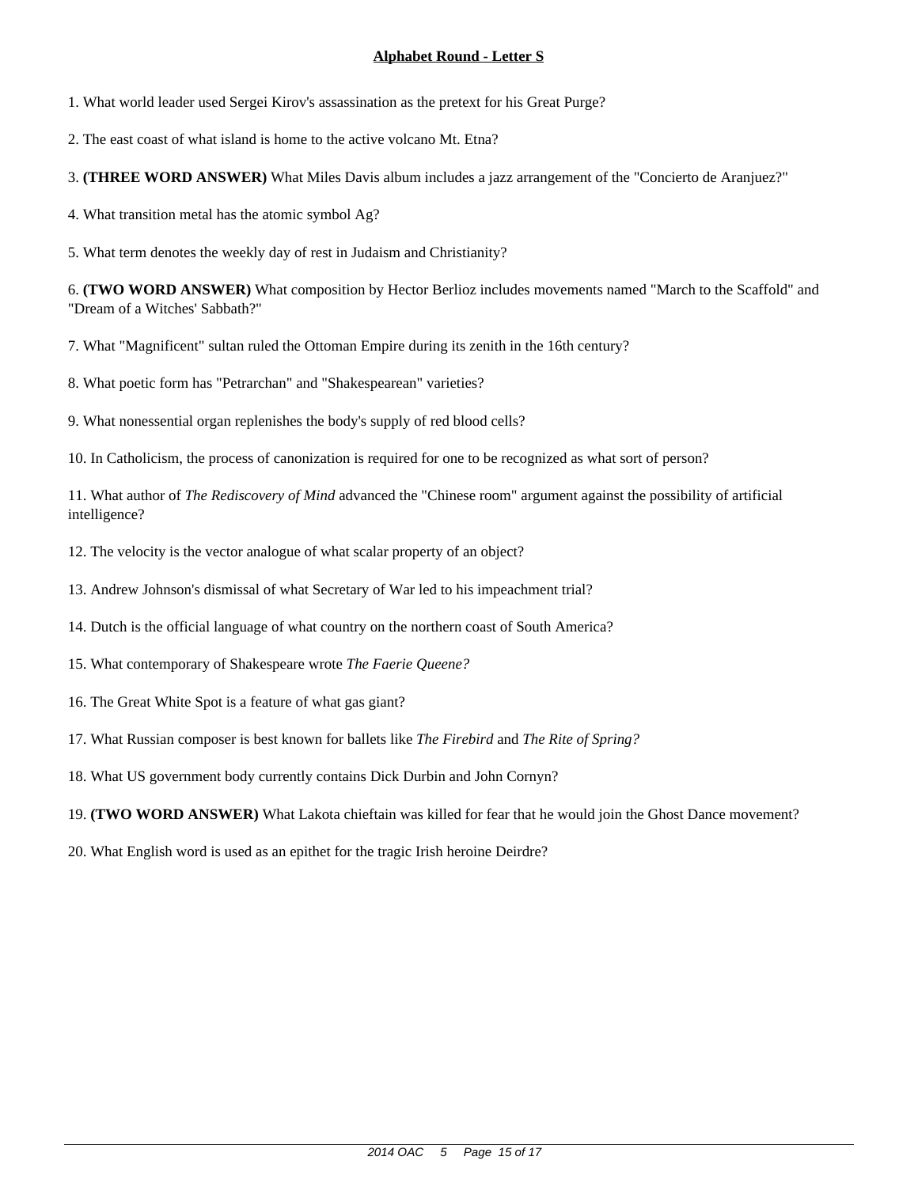**Alphabet Round - Letter S**

1. What world leader used Sergei Kirov's assassination as the pretext for his Great Purge?

2. The east coast of what island is home to the active volcano Mt. Etna?

3. **(THREE WORD ANSWER)** What Miles Davis album includes a jazz arrangement of the "Concierto de Aranjuez?"

4. What transition metal has the atomic symbol Ag?

5. What term denotes the weekly day of rest in Judaism and Christianity?

6. **(TWO WORD ANSWER)** What composition by Hector Berlioz includes movements named "March to the Scaffold" and "Dream of a Witches' Sabbath?"

7. What "Magnificent" sultan ruled the Ottoman Empire during its zenith in the 16th century?

8. What poetic form has "Petrarchan" and "Shakespearean" varieties?

9. What nonessential organ replenishes the body's supply of red blood cells?

10. In Catholicism, the process of canonization is required for one to be recognized as what sort of person?

11. What author of *The Rediscovery of Mind* advanced the "Chinese room" argument against the possibility of artificial intelligence?

12. The velocity is the vector analogue of what scalar property of an object?

13. Andrew Johnson's dismissal of what Secretary of War led to his impeachment trial?

14. Dutch is the official language of what country on the northern coast of South America?

15. What contemporary of Shakespeare wrote *The Faerie Queene?*

16. The Great White Spot is a feature of what gas giant?

17. What Russian composer is best known for ballets like *The Firebird* and *The Rite of Spring?*

18. What US government body currently contains Dick Durbin and John Cornyn?

19. **(TWO WORD ANSWER)** What Lakota chieftain was killed for fear that he would join the Ghost Dance movement?

20. What English word is used as an epithet for the tragic Irish heroine Deirdre?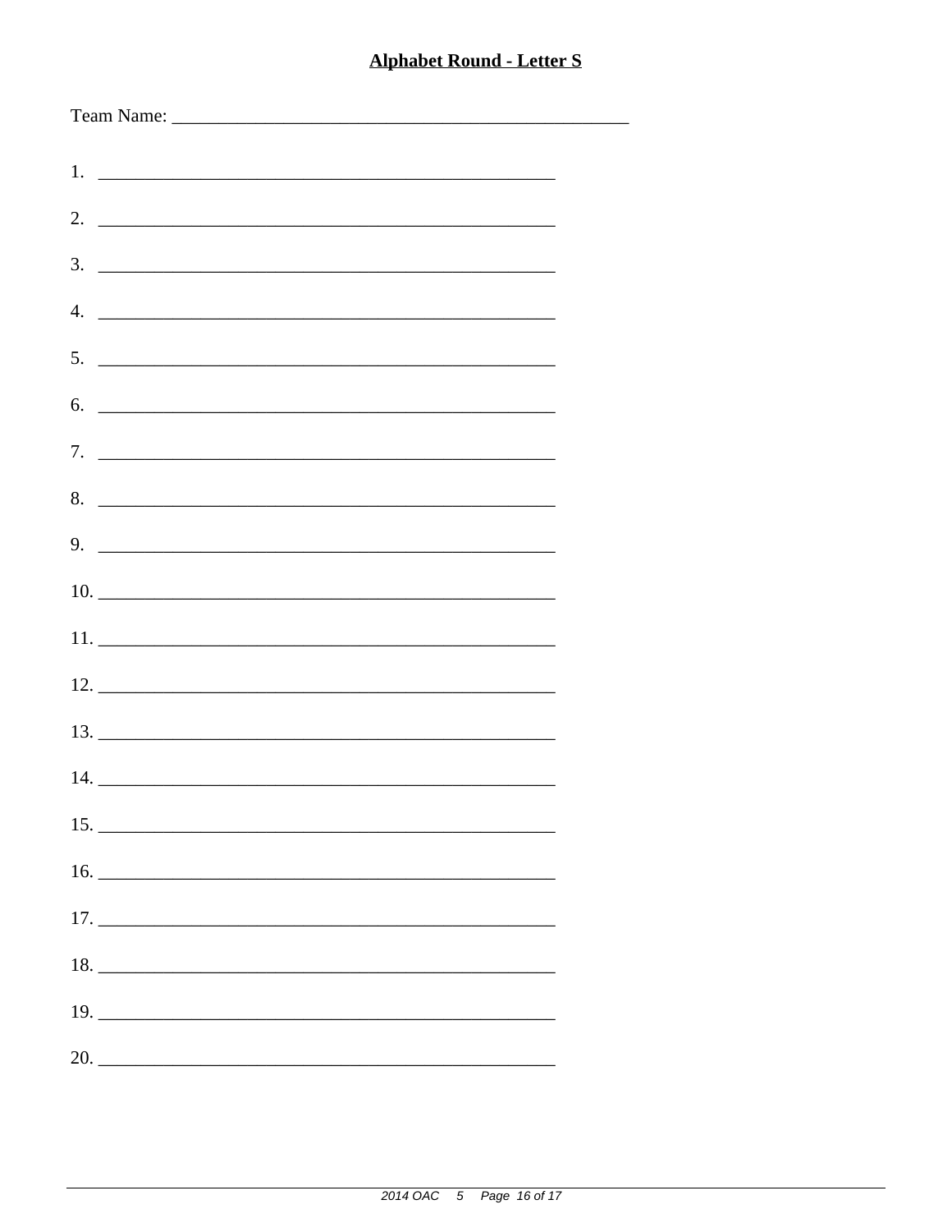**Alphabet Round - Letter S**

Team Name: ______________________________________________

1. ______________________________________________

2. ______________________________________________

3. ______________________________________________

4. ______________________________________________

5. ______________________________________________

6. ______________________________________________

7. ______________________________________________

8. ______________________________________________

9. ______________________________________________

10. ______________________________________________

11. ______________________________________________

12. ______________________________________________

13. ______________________________________________

14. ______________________________________________

15. ______________________________________________

16. ______________________________________________

17. ______________________________________________

18. ______________________________________________

19. ______________________________________________

20. ______________________________________________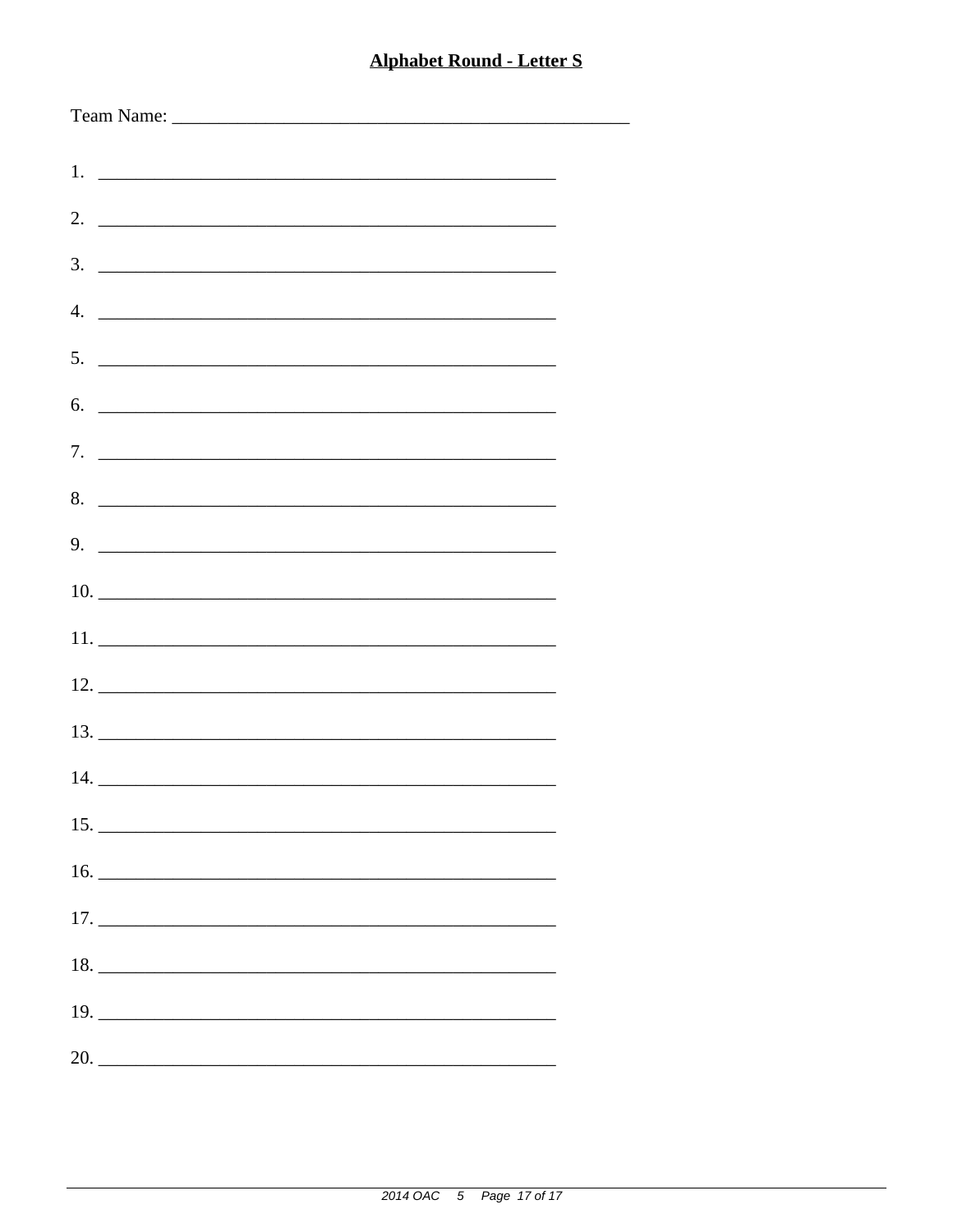## Alphabet Round - Letter S

Team Name: ______________________________________________

1. ______________________________________________
2. ______________________________________________
3. ______________________________________________
4. ______________________________________________
5. ______________________________________________
6. ______________________________________________
7. ______________________________________________
8. ______________________________________________
9. ______________________________________________
10. ______________________________________________
11. ______________________________________________
12. ______________________________________________
13. ______________________________________________
14. ______________________________________________
15. ______________________________________________
16. ______________________________________________
17. ______________________________________________
18. ______________________________________________
19. ______________________________________________
20. ______________________________________________